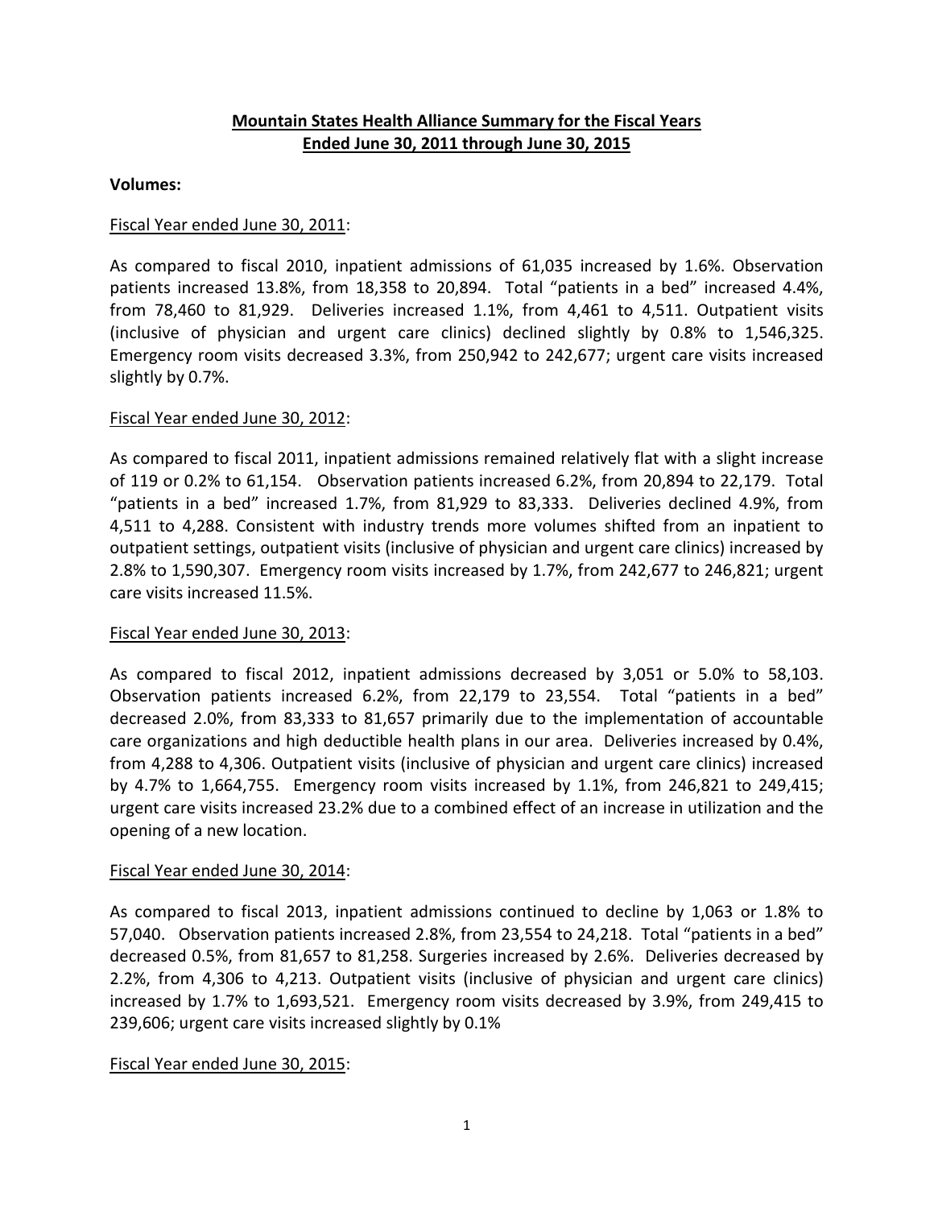# Mountain States Health Alliance Summary for the Fiscal Years Ended June 30, 2011 through June 30, 2015

**Volumes:**

Fiscal Year ended June 30, 2011:

As compared to fiscal 2010, inpatient admissions of 61,035 increased by 1.6%. Observation patients increased 13.8%, from 18,358 to 20,894. Total "patients in a bed" increased 4.4%, from 78,460 to 81,929. Deliveries increased 1.1%, from 4,461 to 4,511. Outpatient visits (inclusive of physician and urgent care clinics) declined slightly by 0.8% to 1,546,325. Emergency room visits decreased 3.3%, from 250,942 to 242,677; urgent care visits increased slightly by 0.7%.

Fiscal Year ended June 30, 2012:

As compared to fiscal 2011, inpatient admissions remained relatively flat with a slight increase of 119 or 0.2% to 61,154. Observation patients increased 6.2%, from 20,894 to 22,179. Total "patients in a bed" increased 1.7%, from 81,929 to 83,333. Deliveries declined 4.9%, from 4,511 to 4,288. Consistent with industry trends more volumes shifted from an inpatient to outpatient settings, outpatient visits (inclusive of physician and urgent care clinics) increased by 2.8% to 1,590,307. Emergency room visits increased by 1.7%, from 242,677 to 246,821; urgent care visits increased 11.5%.

Fiscal Year ended June 30, 2013:

As compared to fiscal 2012, inpatient admissions decreased by 3,051 or 5.0% to 58,103. Observation patients increased 6.2%, from 22,179 to 23,554. Total "patients in a bed" decreased 2.0%, from 83,333 to 81,657 primarily due to the implementation of accountable care organizations and high deductible health plans in our area. Deliveries increased by 0.4%, from 4,288 to 4,306. Outpatient visits (inclusive of physician and urgent care clinics) increased by 4.7% to 1,664,755. Emergency room visits increased by 1.1%, from 246,821 to 249,415; urgent care visits increased 23.2% due to a combined effect of an increase in utilization and the opening of a new location.

Fiscal Year ended June 30, 2014:

As compared to fiscal 2013, inpatient admissions continued to decline by 1,063 or 1.8% to 57,040. Observation patients increased 2.8%, from 23,554 to 24,218. Total "patients in a bed" decreased 0.5%, from 81,657 to 81,258. Surgeries increased by 2.6%. Deliveries decreased by 2.2%, from 4,306 to 4,213. Outpatient visits (inclusive of physician and urgent care clinics) increased by 1.7% to 1,693,521. Emergency room visits decreased by 3.9%, from 249,415 to 239,606; urgent care visits increased slightly by 0.1%

Fiscal Year ended June 30, 2015: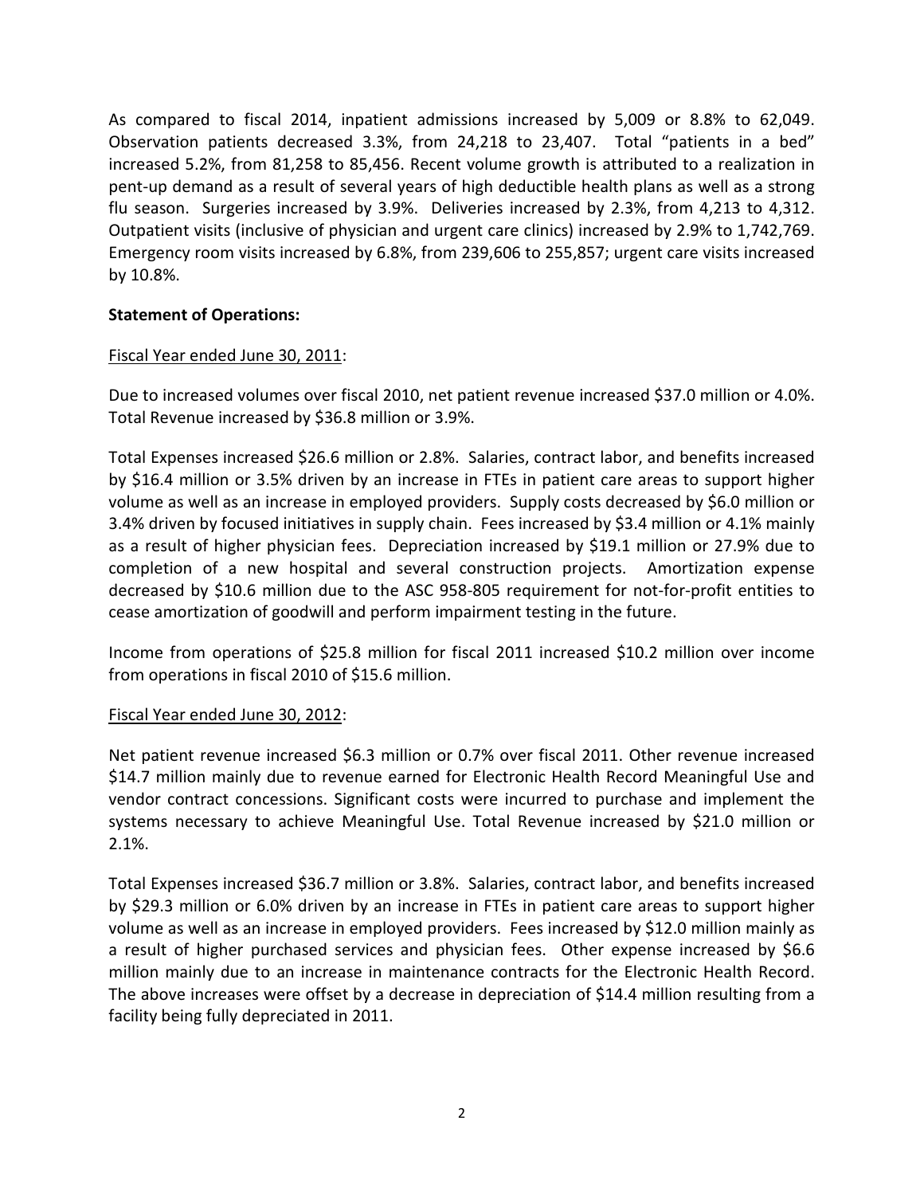As compared to fiscal 2014, inpatient admissions increased by 5,009 or 8.8% to 62,049. Observation patients decreased 3.3%, from 24,218 to 23,407. Total "patients in a bed" increased 5.2%, from 81,258 to 85,456. Recent volume growth is attributed to a realization in pent-up demand as a result of several years of high deductible health plans as well as a strong flu season. Surgeries increased by 3.9%. Deliveries increased by 2.3%, from 4,213 to 4,312. Outpatient visits (inclusive of physician and urgent care clinics) increased by 2.9% to 1,742,769. Emergency room visits increased by 6.8%, from 239,606 to 255,857; urgent care visits increased by 10.8%.

**Statement of Operations:**

Fiscal Year ended June 30, 2011:

Due to increased volumes over fiscal 2010, net patient revenue increased $37.0 million or 4.0%. Total Revenue increased by $36.8 million or 3.9%.

Total Expenses increased $26.6 million or 2.8%. Salaries, contract labor, and benefits increased by $16.4 million or 3.5% driven by an increase in FTEs in patient care areas to support higher volume as well as an increase in employed providers. Supply costs decreased by $6.0 million or 3.4% driven by focused initiatives in supply chain. Fees increased by $3.4 million or 4.1% mainly as a result of higher physician fees. Depreciation increased by $19.1 million or 27.9% due to completion of a new hospital and several construction projects. Amortization expense decreased by $10.6 million due to the ASC 958-805 requirement for not-for-profit entities to cease amortization of goodwill and perform impairment testing in the future.

Income from operations of $25.8 million for fiscal 2011 increased $10.2 million over income from operations in fiscal 2010 of $15.6 million.

Fiscal Year ended June 30, 2012:

Net patient revenue increased $6.3 million or 0.7% over fiscal 2011. Other revenue increased $14.7 million mainly due to revenue earned for Electronic Health Record Meaningful Use and vendor contract concessions. Significant costs were incurred to purchase and implement the systems necessary to achieve Meaningful Use. Total Revenue increased by $21.0 million or 2.1%.

Total Expenses increased $36.7 million or 3.8%. Salaries, contract labor, and benefits increased by $29.3 million or 6.0% driven by an increase in FTEs in patient care areas to support higher volume as well as an increase in employed providers. Fees increased by $12.0 million mainly as a result of higher purchased services and physician fees. Other expense increased by $6.6 million mainly due to an increase in maintenance contracts for the Electronic Health Record. The above increases were offset by a decrease in depreciation of $14.4 million resulting from a facility being fully depreciated in 2011.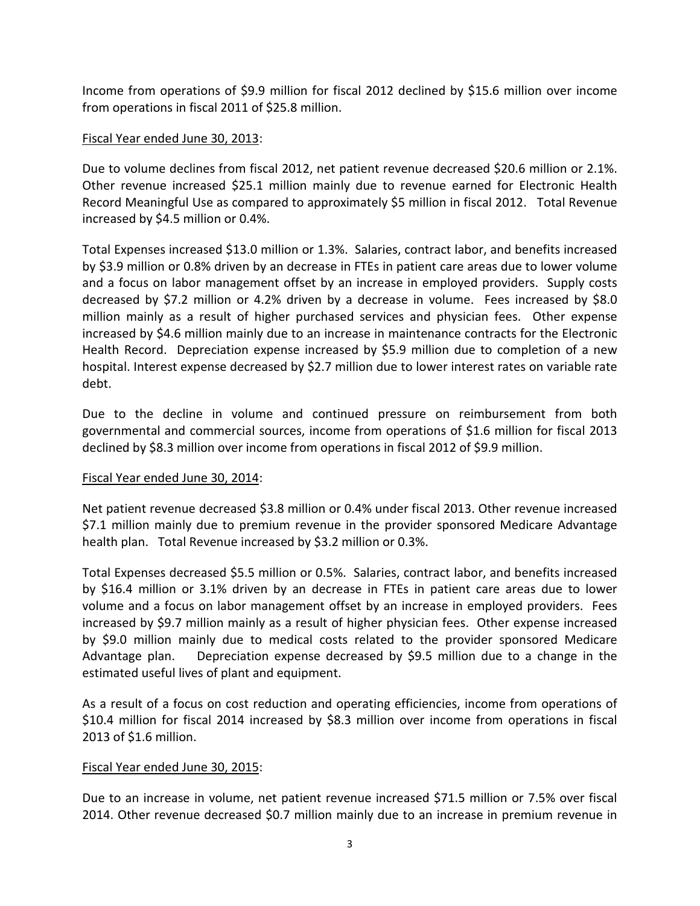Income from operations of $9.9 million for fiscal 2012 declined by $15.6 million over income from operations in fiscal 2011 of $25.8 million.

<u>Fiscal Year ended June 30, 2013</u>:

Due to volume declines from fiscal 2012, net patient revenue decreased $20.6 million or 2.1%. Other revenue increased $25.1 million mainly due to revenue earned for Electronic Health Record Meaningful Use as compared to approximately $5 million in fiscal 2012. Total Revenue increased by $4.5 million or 0.4%.

Total Expenses increased $13.0 million or 1.3%. Salaries, contract labor, and benefits increased by $3.9 million or 0.8% driven by an decrease in FTEs in patient care areas due to lower volume and a focus on labor management offset by an increase in employed providers. Supply costs decreased by $7.2 million or 4.2% driven by a decrease in volume. Fees increased by $8.0 million mainly as a result of higher purchased services and physician fees. Other expense increased by $4.6 million mainly due to an increase in maintenance contracts for the Electronic Health Record. Depreciation expense increased by $5.9 million due to completion of a new hospital. Interest expense decreased by $2.7 million due to lower interest rates on variable rate debt.

Due to the decline in volume and continued pressure on reimbursement from both governmental and commercial sources, income from operations of $1.6 million for fiscal 2013 declined by $8.3 million over income from operations in fiscal 2012 of $9.9 million.

<u>Fiscal Year ended June 30, 2014</u>:

Net patient revenue decreased $3.8 million or 0.4% under fiscal 2013. Other revenue increased $7.1 million mainly due to premium revenue in the provider sponsored Medicare Advantage health plan. Total Revenue increased by $3.2 million or 0.3%.

Total Expenses decreased $5.5 million or 0.5%. Salaries, contract labor, and benefits increased by $16.4 million or 3.1% driven by an decrease in FTEs in patient care areas due to lower volume and a focus on labor management offset by an increase in employed providers. Fees increased by $9.7 million mainly as a result of higher physician fees. Other expense increased by $9.0 million mainly due to medical costs related to the provider sponsored Medicare Advantage plan. Depreciation expense decreased by $9.5 million due to a change in the estimated useful lives of plant and equipment.

As a result of a focus on cost reduction and operating efficiencies, income from operations of $10.4 million for fiscal 2014 increased by $8.3 million over income from operations in fiscal 2013 of $1.6 million.

<u>Fiscal Year ended June 30, 2015</u>:

Due to an increase in volume, net patient revenue increased $71.5 million or 7.5% over fiscal 2014. Other revenue decreased $0.7 million mainly due to an increase in premium revenue in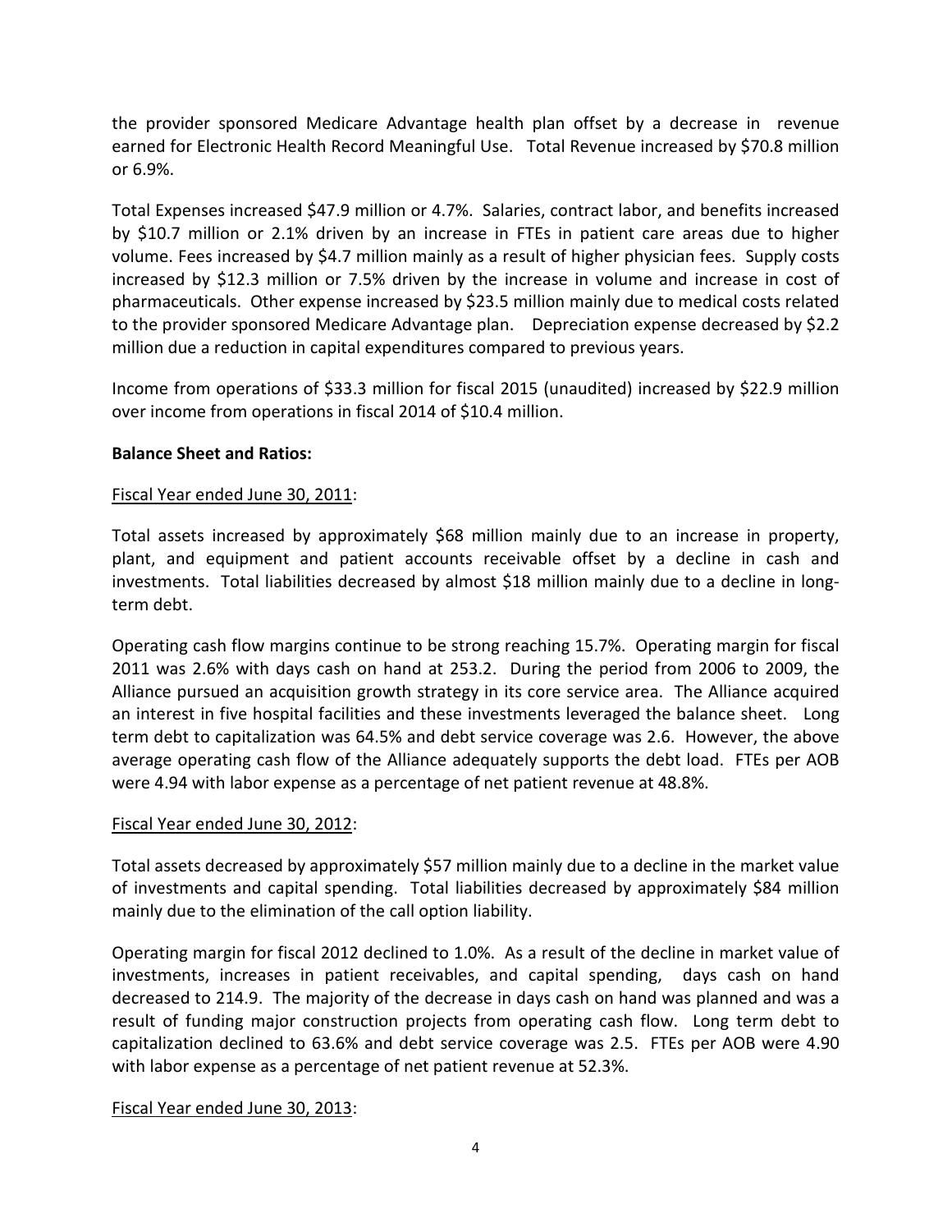the provider sponsored Medicare Advantage health plan offset by a decrease in revenue earned for Electronic Health Record Meaningful Use. Total Revenue increased by $70.8 million or 6.9%.

Total Expenses increased $47.9 million or 4.7%. Salaries, contract labor, and benefits increased by $10.7 million or 2.1% driven by an increase in FTEs in patient care areas due to higher volume. Fees increased by $4.7 million mainly as a result of higher physician fees. Supply costs increased by $12.3 million or 7.5% driven by the increase in volume and increase in cost of pharmaceuticals. Other expense increased by $23.5 million mainly due to medical costs related to the provider sponsored Medicare Advantage plan. Depreciation expense decreased by $2.2 million due a reduction in capital expenditures compared to previous years.

Income from operations of $33.3 million for fiscal 2015 (unaudited) increased by $22.9 million over income from operations in fiscal 2014 of $10.4 million.

**Balance Sheet and Ratios:**

Fiscal Year ended June 30, 2011:

Total assets increased by approximately $68 million mainly due to an increase in property, plant, and equipment and patient accounts receivable offset by a decline in cash and investments. Total liabilities decreased by almost $18 million mainly due to a decline in long-term debt.

Operating cash flow margins continue to be strong reaching 15.7%. Operating margin for fiscal 2011 was 2.6% with days cash on hand at 253.2. During the period from 2006 to 2009, the Alliance pursued an acquisition growth strategy in its core service area. The Alliance acquired an interest in five hospital facilities and these investments leveraged the balance sheet. Long term debt to capitalization was 64.5% and debt service coverage was 2.6. However, the above average operating cash flow of the Alliance adequately supports the debt load. FTEs per AOB were 4.94 with labor expense as a percentage of net patient revenue at 48.8%.

Fiscal Year ended June 30, 2012:

Total assets decreased by approximately $57 million mainly due to a decline in the market value of investments and capital spending. Total liabilities decreased by approximately $84 million mainly due to the elimination of the call option liability.

Operating margin for fiscal 2012 declined to 1.0%. As a result of the decline in market value of investments, increases in patient receivables, and capital spending, days cash on hand decreased to 214.9. The majority of the decrease in days cash on hand was planned and was a result of funding major construction projects from operating cash flow. Long term debt to capitalization declined to 63.6% and debt service coverage was 2.5. FTEs per AOB were 4.90 with labor expense as a percentage of net patient revenue at 52.3%.

Fiscal Year ended June 30, 2013: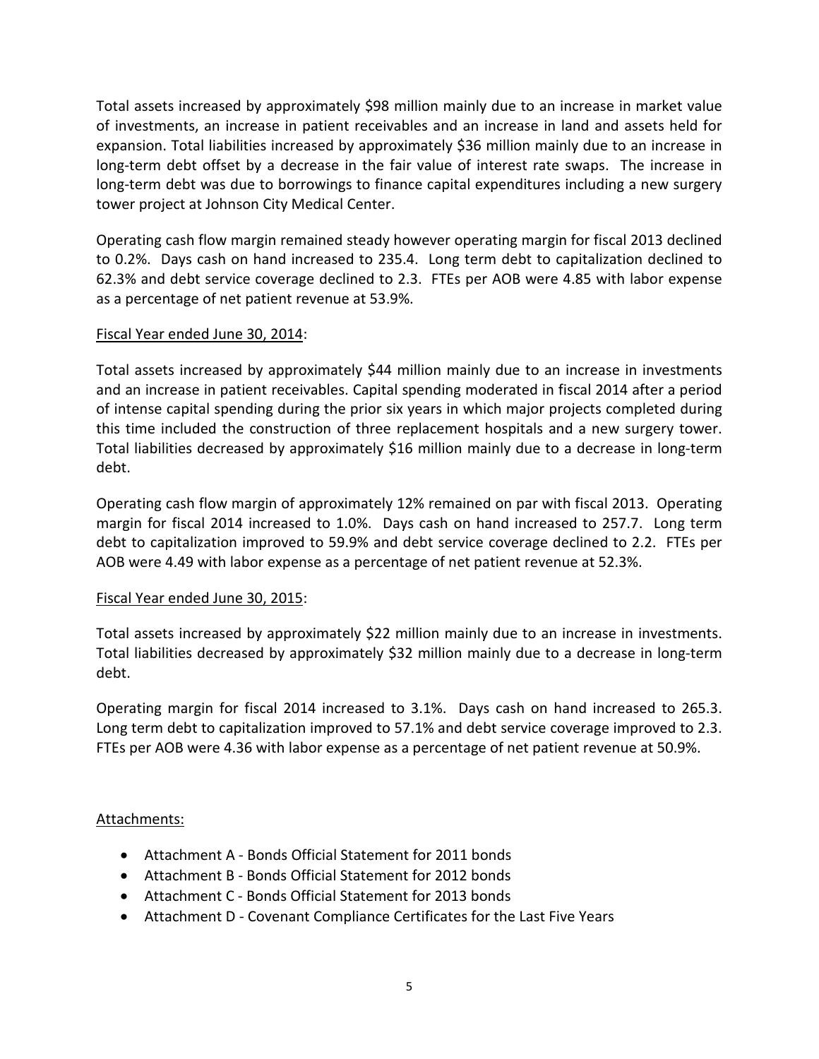Total assets increased by approximately $98 million mainly due to an increase in market value of investments, an increase in patient receivables and an increase in land and assets held for expansion. Total liabilities increased by approximately $36 million mainly due to an increase in long-term debt offset by a decrease in the fair value of interest rate swaps. The increase in long-term debt was due to borrowings to finance capital expenditures including a new surgery tower project at Johnson City Medical Center.

Operating cash flow margin remained steady however operating margin for fiscal 2013 declined to 0.2%. Days cash on hand increased to 235.4. Long term debt to capitalization declined to 62.3% and debt service coverage declined to 2.3. FTEs per AOB were 4.85 with labor expense as a percentage of net patient revenue at 53.9%.

<u>Fiscal Year ended June 30, 2014</u>:

Total assets increased by approximately $44 million mainly due to an increase in investments and an increase in patient receivables. Capital spending moderated in fiscal 2014 after a period of intense capital spending during the prior six years in which major projects completed during this time included the construction of three replacement hospitals and a new surgery tower. Total liabilities decreased by approximately $16 million mainly due to a decrease in long-term debt.

Operating cash flow margin of approximately 12% remained on par with fiscal 2013. Operating margin for fiscal 2014 increased to 1.0%. Days cash on hand increased to 257.7. Long term debt to capitalization improved to 59.9% and debt service coverage declined to 2.2. FTEs per AOB were 4.49 with labor expense as a percentage of net patient revenue at 52.3%.

<u>Fiscal Year ended June 30, 2015</u>:

Total assets increased by approximately $22 million mainly due to an increase in investments. Total liabilities decreased by approximately $32 million mainly due to a decrease in long-term debt.

Operating margin for fiscal 2014 increased to 3.1%. Days cash on hand increased to 265.3. Long term debt to capitalization improved to 57.1% and debt service coverage improved to 2.3. FTEs per AOB were 4.36 with labor expense as a percentage of net patient revenue at 50.9%.

<u>Attachments:</u>

- Attachment A - Bonds Official Statement for 2011 bonds
- Attachment B - Bonds Official Statement for 2012 bonds
- Attachment C - Bonds Official Statement for 2013 bonds
- Attachment D - Covenant Compliance Certificates for the Last Five Years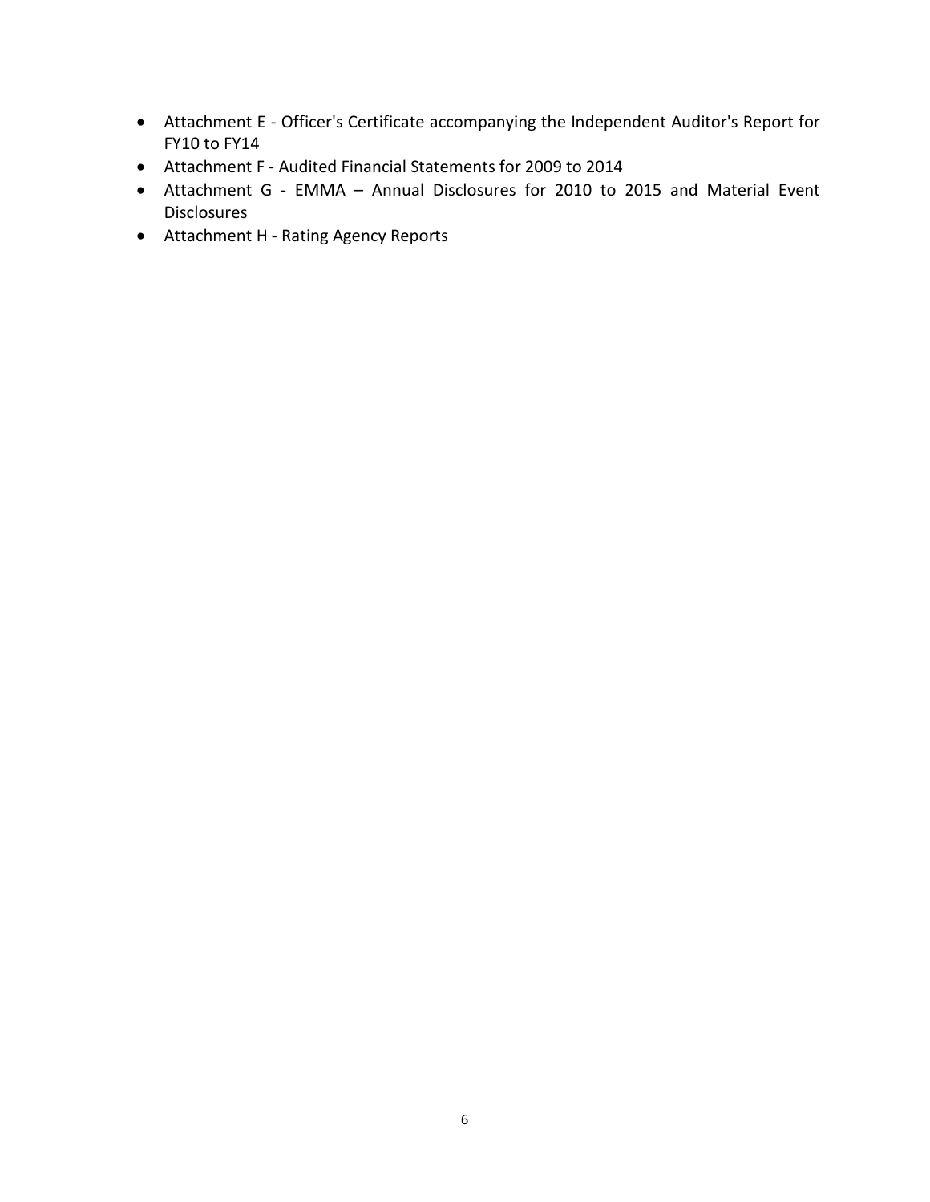- Attachment E - Officer's Certificate accompanying the Independent Auditor's Report for FY10 to FY14
- Attachment F - Audited Financial Statements for 2009 to 2014
- Attachment G - EMMA – Annual Disclosures for 2010 to 2015 and Material Event Disclosures
- Attachment H - Rating Agency Reports